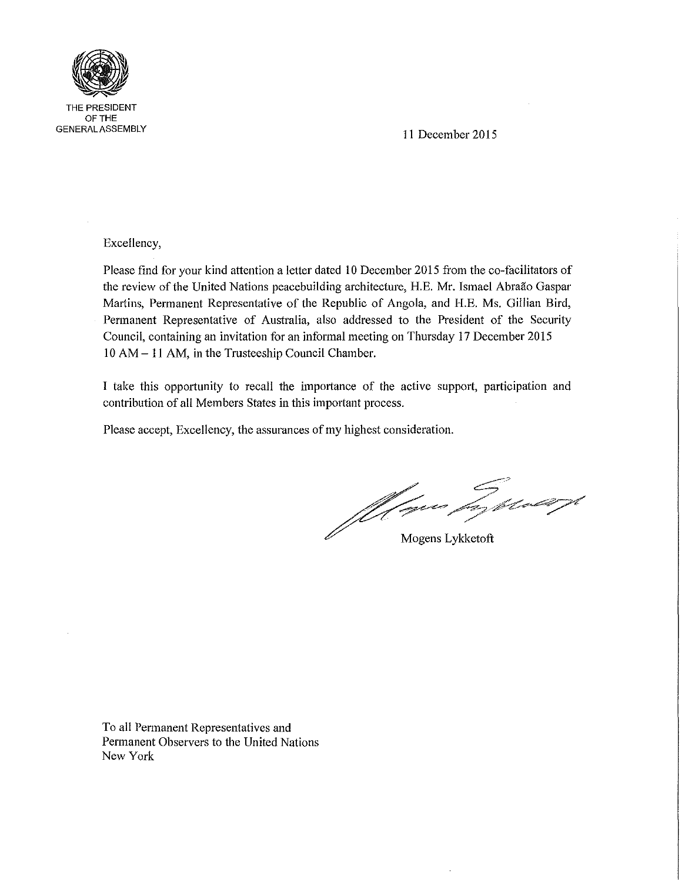THE PRESIDENT
OF THE
GENERAL ASSEMBLY

11 December 2015

Excellency,

Please find for your kind attention a letter dated 10 December 2015 from the co-facilitators of the review of the United Nations peacebuilding architecture, H.E. Mr. Ismael Abraão Gaspar Martins, Permanent Representative of the Republic of Angola, and H.E. Ms. Gillian Bird, Permanent Representative of Australia, also addressed to the President of the Security Council, containing an invitation for an informal meeting on Thursday 17 December 2015 10 AM – 11 AM, in the Trusteeship Council Chamber.

I take this opportunity to recall the importance of the active support, participation and contribution of all Members States in this important process.

Please accept, Excellency, the assurances of my highest consideration.

Mogens Lykketoft

To all Permanent Representatives and
Permanent Observers to the United Nations
New York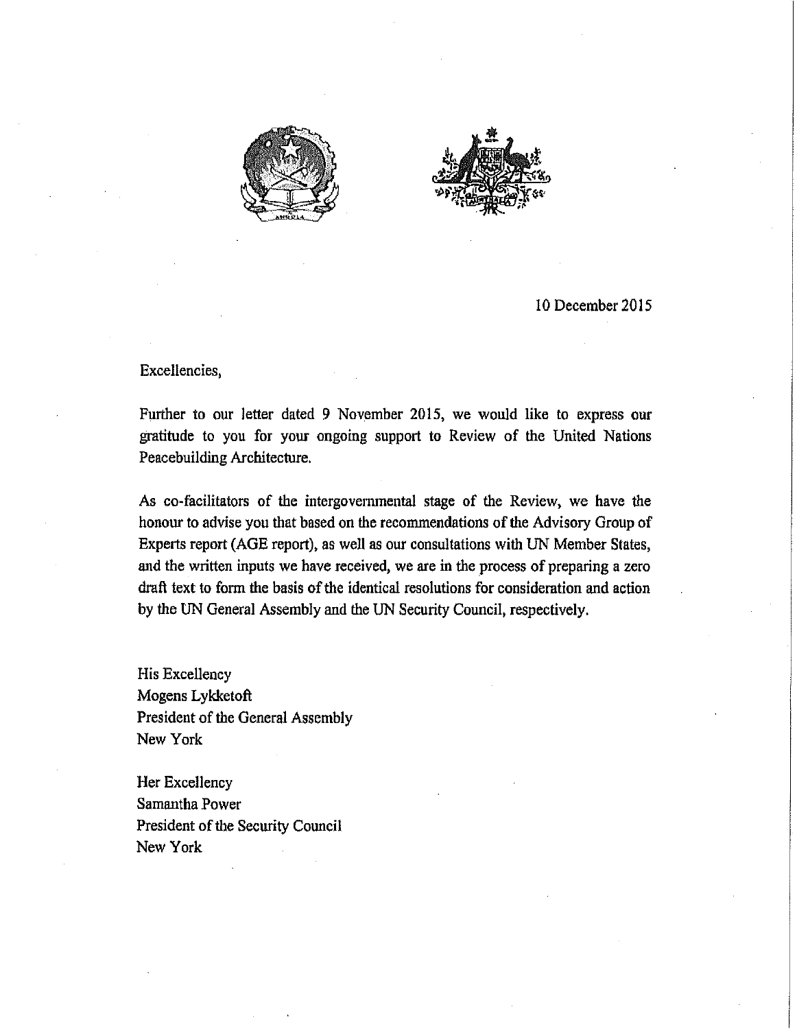10 December 2015

Excellencies,

Further to our letter dated 9 November 2015, we would like to express our gratitude to you for your ongoing support to Review of the United Nations Peacebuilding Architecture.

As co-facilitators of the intergovernmental stage of the Review, we have the honour to advise you that based on the recommendations of the Advisory Group of Experts report (AGE report), as well as our consultations with UN Member States, and the written inputs we have received, we are in the process of preparing a zero draft text to form the basis of the identical resolutions for consideration and action by the UN General Assembly and the UN Security Council, respectively.

His Excellency
Mogens Lykketoft
President of the General Assembly
New York

Her Excellency
Samantha Power
President of the Security Council
New York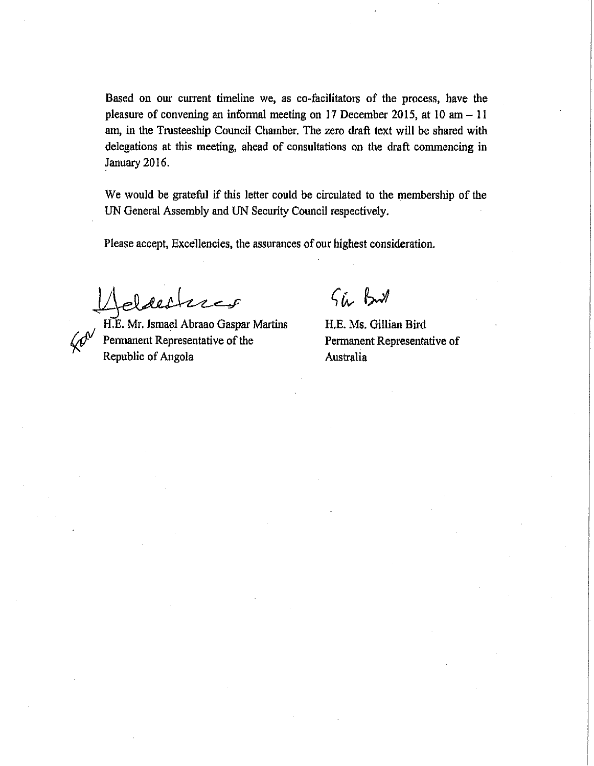Based on our current timeline we, as co-facilitators of the process, have the pleasure of convening an informal meeting on 17 December 2015, at 10 am – 11 am, in the Trusteeship Council Chamber. The zero draft text will be shared with delegations at this meeting, ahead of consultations on the draft commencing in January 2016.

We would be grateful if this letter could be circulated to the membership of the UN General Assembly and UN Security Council respectively.

Please accept, Excellencies, the assurances of our highest consideration.

H.E. Mr. Ismael Abraao Gaspar Martins
Permanent Representative of the
Republic of Angola

H.E. Ms. Gillian Bird
Permanent Representative of
Australia